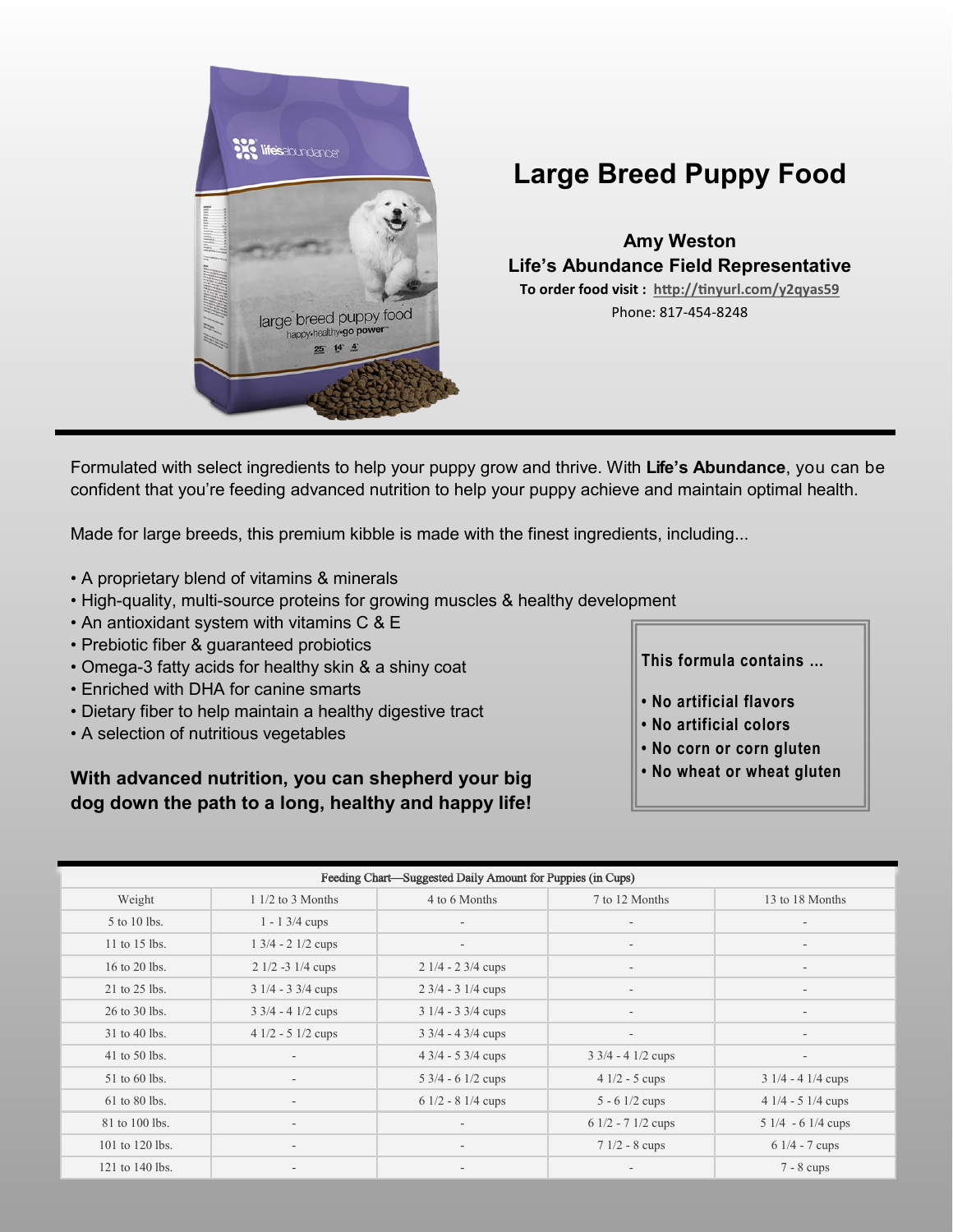# Large Breed Puppy Food

**Amy Weston**
**Life's Abundance Field Representative**

**To order food visit : [http://tinyurl.com/y2qyas59](http://tinyurl.com/y2qyas59)**

Phone: 817-454-8248

Formulated with select ingredients to help your puppy grow and thrive. With **Life's Abundance**, you can be confident that you're feeding advanced nutrition to help your puppy achieve and maintain optimal health.

Made for large breeds, this premium kibble is made with the finest ingredients, including...

- A proprietary blend of vitamins & minerals
- High-quality, multi-source proteins for growing muscles & healthy development
- An antioxidant system with vitamins C & E
- Prebiotic fiber & guaranteed probiotics
- Omega-3 fatty acids for healthy skin & a shiny coat
- Enriched with DHA for canine smarts
- Dietary fiber to help maintain a healthy digestive tract
- A selection of nutritious vegetables

**With advanced nutrition, you can shepherd your big dog down the path to a long, healthy and happy life!**

**This formula contains ...**

- **No artificial flavors**
- **No artificial colors**
- **No corn or corn gluten**
- **No wheat or wheat gluten**

| Feeding Chart—Suggested Daily Amount for Puppies (in Cups) | | | | |
|---|---|---|---|---|
| Weight | 1 1/2 to 3 Months | 4 to 6 Months | 7 to 12 Months | 13 to 18 Months |
| 5 to 10 lbs. | 1 - 1 3/4 cups | - | - | - |
| 11 to 15 lbs. | 1 3/4 - 2 1/2 cups | - | - | - |
| 16 to 20 lbs. | 2 1/2 -3 1/4 cups | 2 1/4 - 2 3/4 cups | - | - |
| 21 to 25 lbs. | 3 1/4 - 3 3/4 cups | 2 3/4 - 3 1/4 cups | - | - |
| 26 to 30 lbs. | 3 3/4 - 4 1/2 cups | 3 1/4 - 3 3/4 cups | - | - |
| 31 to 40 lbs. | 4 1/2 - 5 1/2 cups | 3 3/4 - 4 3/4 cups | - | - |
| 41 to 50 lbs. | - | 4 3/4 - 5 3/4 cups | 3 3/4 - 4 1/2 cups | - |
| 51 to 60 lbs. | - | 5 3/4 - 6 1/2 cups | 4 1/2 - 5 cups | 3 1/4 - 4 1/4 cups |
| 61 to 80 lbs. | - | 6 1/2 - 8 1/4 cups | 5 - 6 1/2 cups | 4 1/4 - 5 1/4 cups |
| 81 to 100 lbs. | - | - | 6 1/2 - 7 1/2 cups | 5 1/4 - 6 1/4 cups |
| 101 to 120 lbs. | - | - | 7 1/2 - 8 cups | 6 1/4 - 7 cups |
| 121 to 140 lbs. | - | - | - | 7 - 8 cups |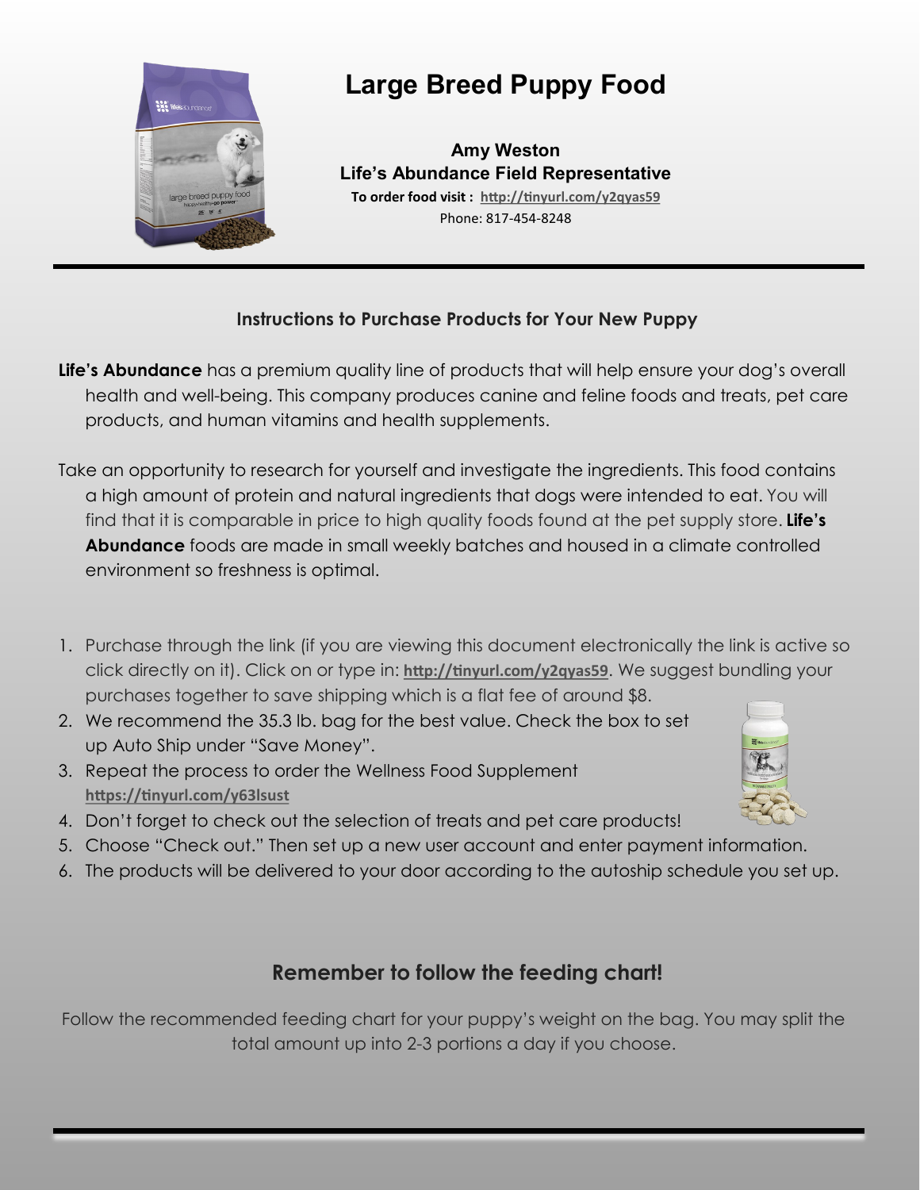# Large Breed Puppy Food

**Amy Weston**
**Life's Abundance Field Representative**
**To order food visit : http://tinyurl.com/y2qyas59**
Phone: 817-454-8248

### Instructions to Purchase Products for Your New Puppy

**Life's Abundance** has a premium quality line of products that will help ensure your dog's overall health and well-being. This company produces canine and feline foods and treats, pet care products, and human vitamins and health supplements.

Take an opportunity to research for yourself and investigate the ingredients. This food contains a high amount of protein and natural ingredients that dogs were intended to eat. You will find that it is comparable in price to high quality foods found at the pet supply store. **Life's Abundance** foods are made in small weekly batches and housed in a climate controlled environment so freshness is optimal.

1. Purchase through the link (if you are viewing this document electronically the link is active so click directly on it). Click on or type in: **http://tinyurl.com/y2qyas59**. We suggest bundling your purchases together to save shipping which is a flat fee of around $8.
2. We recommend the 35.3 lb. bag for the best value. Check the box to set up Auto Ship under "Save Money".
3. Repeat the process to order the Wellness Food Supplement **https://tinyurl.com/y63lsust**
4. Don't forget to check out the selection of treats and pet care products!
5. Choose "Check out." Then set up a new user account and enter payment information.
6. The products will be delivered to your door according to the autoship schedule you set up.

## Remember to follow the feeding chart!

Follow the recommended feeding chart for your puppy's weight on the bag. You may split the total amount up into 2-3 portions a day if you choose.